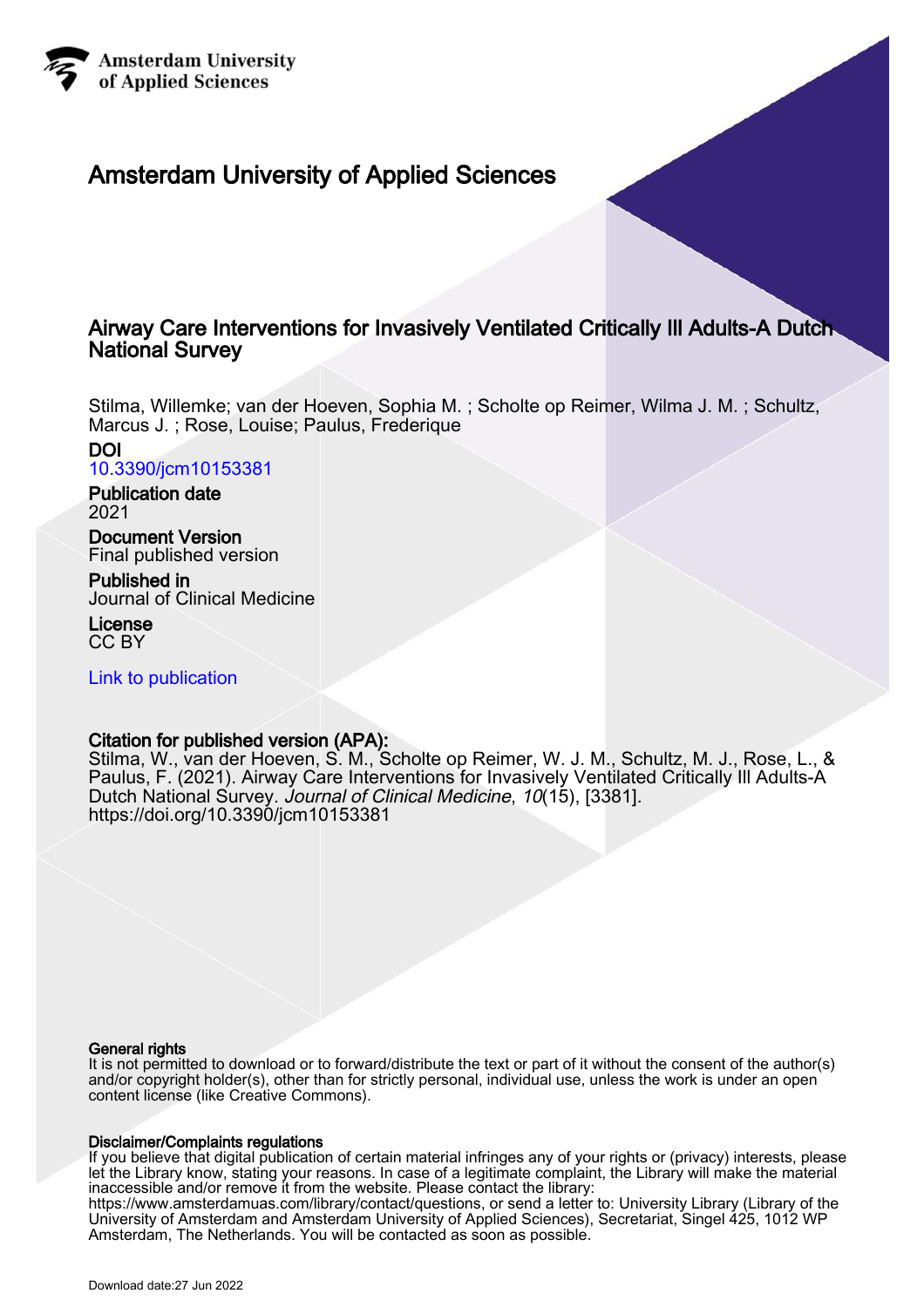Amsterdam University of Applied Sciences

# Amsterdam University of Applied Sciences

## Airway Care Interventions for Invasively Ventilated Critically Ill Adults-A Dutch National Survey

Stilma, Willemke; van der Hoeven, Sophia M. ; Scholte op Reimer, Wilma J. M. ; Schultz, Marcus J. ; Rose, Louise; Paulus, Frederique

**DOI**
10.3390/jcm10153381

**Publication date**
2021

**Document Version**
Final published version

**Published in**
Journal of Clinical Medicine

**License**
CC BY

Link to publication

**Citation for published version (APA):**
Stilma, W., van der Hoeven, S. M., Scholte op Reimer, W. J. M., Schultz, M. J., Rose, L., & Paulus, F. (2021). Airway Care Interventions for Invasively Ventilated Critically Ill Adults-A Dutch National Survey. *Journal of Clinical Medicine*, *10*(15), [3381]. https://doi.org/10.3390/jcm10153381

**General rights**
It is not permitted to download or to forward/distribute the text or part of it without the consent of the author(s) and/or copyright holder(s), other than for strictly personal, individual use, unless the work is under an open content license (like Creative Commons).

**Disclaimer/Complaints regulations**
If you believe that digital publication of certain material infringes any of your rights or (privacy) interests, please let the Library know, stating your reasons. In case of a legitimate complaint, the Library will make the material inaccessible and/or remove it from the website. Please contact the library: https://www.amsterdamuas.com/library/contact/questions, or send a letter to: University Library (Library of the University of Amsterdam and Amsterdam University of Applied Sciences), Secretariat, Singel 425, 1012 WP Amsterdam, The Netherlands. You will be contacted as soon as possible.

Download date:27 Jun 2022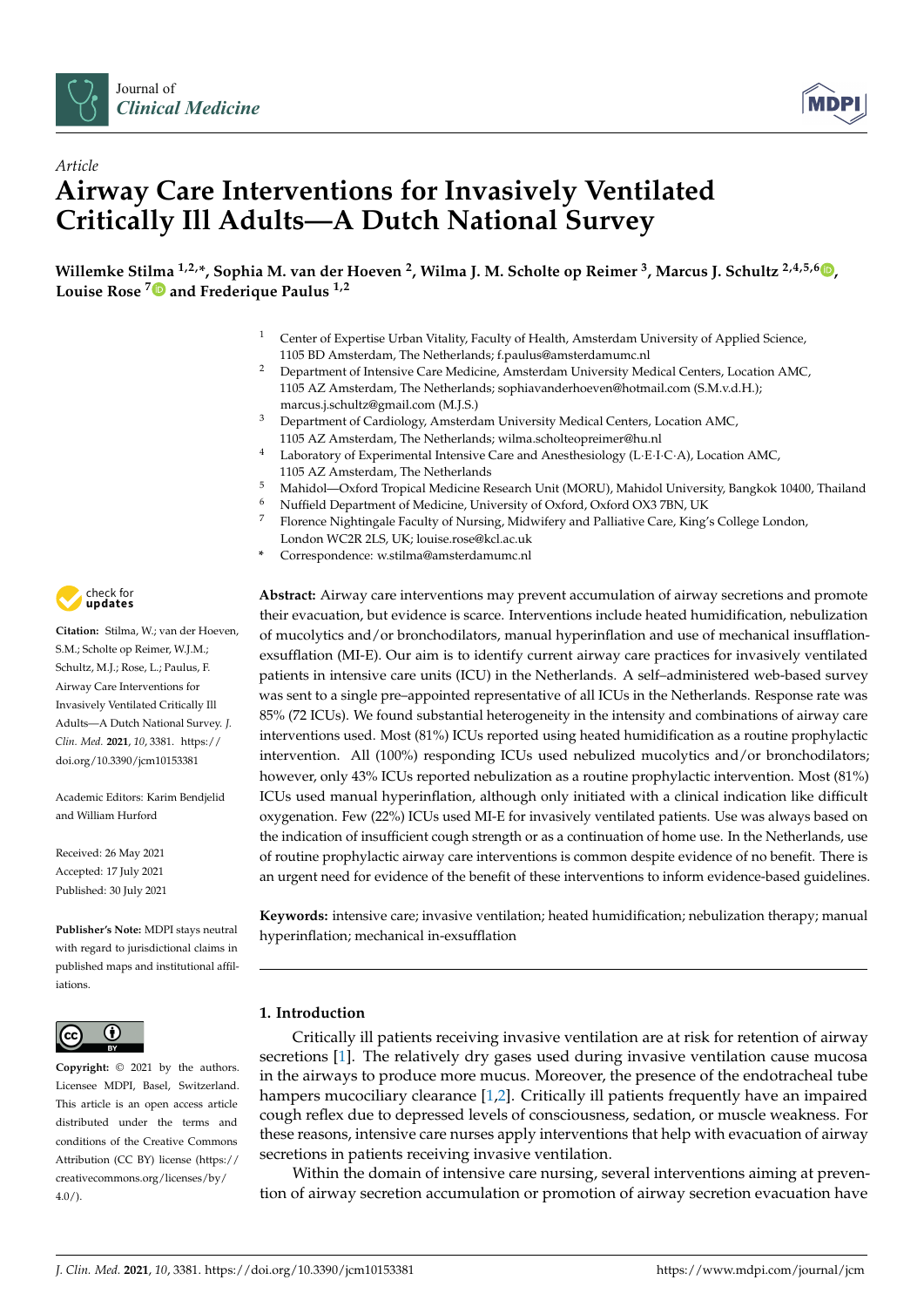# Airway Care Interventions for Invasively Ventilated Critically Ill Adults—A Dutch National Survey

**Willemke Stilma** [1,2,*], **Sophia M. van der Hoeven** [2], **Wilma J. M. Scholte op Reimer** [3], **Marcus J. Schultz** [2,4,5,6], **Louise Rose** [7] and **Frederique Paulus** [1,2]

[1] Center of Expertise Urban Vitality, Faculty of Health, Amsterdam University of Applied Science, 1105 BD Amsterdam, The Netherlands; f.paulus@amsterdamumc.nl

[2] Department of Intensive Care Medicine, Amsterdam University Medical Centers, Location AMC, 1105 AZ Amsterdam, The Netherlands; sophiavanderhoeven@hotmail.com (S.M.v.d.H.); marcus.j.schultz@gmail.com (M.J.S.)

[3] Department of Cardiology, Amsterdam University Medical Centers, Location AMC, 1105 AZ Amsterdam, The Netherlands; wilma.scholteopreimer@hu.nl

[4] Laboratory of Experimental Intensive Care and Anesthesiology (L·E·I·C·A), Location AMC, 1105 AZ Amsterdam, The Netherlands

[5] Mahidol—Oxford Tropical Medicine Research Unit (MORU), Mahidol University, Bangkok 10400, Thailand

[6] Nuffield Department of Medicine, University of Oxford, Oxford OX3 7BN, UK

[7] Florence Nightingale Faculty of Nursing, Midwifery and Palliative Care, King's College London, London WC2R 2LS, UK; louise.rose@kcl.ac.uk

\* Correspondence: w.stilma@amsterdamumc.nl

**Citation:** Stilma, W.; van der Hoeven, S.M.; Scholte op Reimer, W.J.M.; Schultz, M.J.; Rose, L.; Paulus, F. Airway Care Interventions for Invasively Ventilated Critically Ill Adults—A Dutch National Survey. *J. Clin. Med.* **2021**, *10*, 3381. https://doi.org/10.3390/jcm10153381

Academic Editors: Karim Bendjelid and William Hurford

Received: 26 May 2021
Accepted: 17 July 2021
Published: 30 July 2021

**Publisher's Note:** MDPI stays neutral with regard to jurisdictional claims in published maps and institutional affiliations.

**Copyright:** © 2021 by the authors. Licensee MDPI, Basel, Switzerland. This article is an open access article distributed under the terms and conditions of the Creative Commons Attribution (CC BY) license (https://creativecommons.org/licenses/by/4.0/).

**Abstract:** Airway care interventions may prevent accumulation of airway secretions and promote their evacuation, but evidence is scarce. Interventions include heated humidification, nebulization of mucolytics and/or bronchodilators, manual hyperinflation and use of mechanical insufflation-exsufflation (MI-E). Our aim is to identify current airway care practices for invasively ventilated patients in intensive care units (ICU) in the Netherlands. A self–administered web-based survey was sent to a single pre–appointed representative of all ICUs in the Netherlands. Response rate was 85% (72 ICUs). We found substantial heterogeneity in the intensity and combinations of airway care interventions used. Most (81%) ICUs reported using heated humidification as a routine prophylactic intervention. All (100%) responding ICUs used nebulized mucolytics and/or bronchodilators; however, only 43% ICUs reported nebulization as a routine prophylactic intervention. Most (81%) ICUs used manual hyperinflation, although only initiated with a clinical indication like difficult oxygenation. Few (22%) ICUs used MI-E for invasively ventilated patients. Use was always based on the indication of insufficient cough strength or as a continuation of home use. In the Netherlands, use of routine prophylactic airway care interventions is common despite evidence of no benefit. There is an urgent need for evidence of the benefit of these interventions to inform evidence-based guidelines.

**Keywords:** intensive care; invasive ventilation; heated humidification; nebulization therapy; manual hyperinflation; mechanical in-exsufflation

## 1. Introduction

Critically ill patients receiving invasive ventilation are at risk for retention of airway secretions [1]. The relatively dry gases used during invasive ventilation cause mucosa in the airways to produce more mucus. Moreover, the presence of the endotracheal tube hampers mucociliary clearance [1,2]. Critically ill patients frequently have an impaired cough reflex due to depressed levels of consciousness, sedation, or muscle weakness. For these reasons, intensive care nurses apply interventions that help with evacuation of airway secretions in patients receiving invasive ventilation.

Within the domain of intensive care nursing, several interventions aiming at prevention of airway secretion accumulation or promotion of airway secretion evacuation have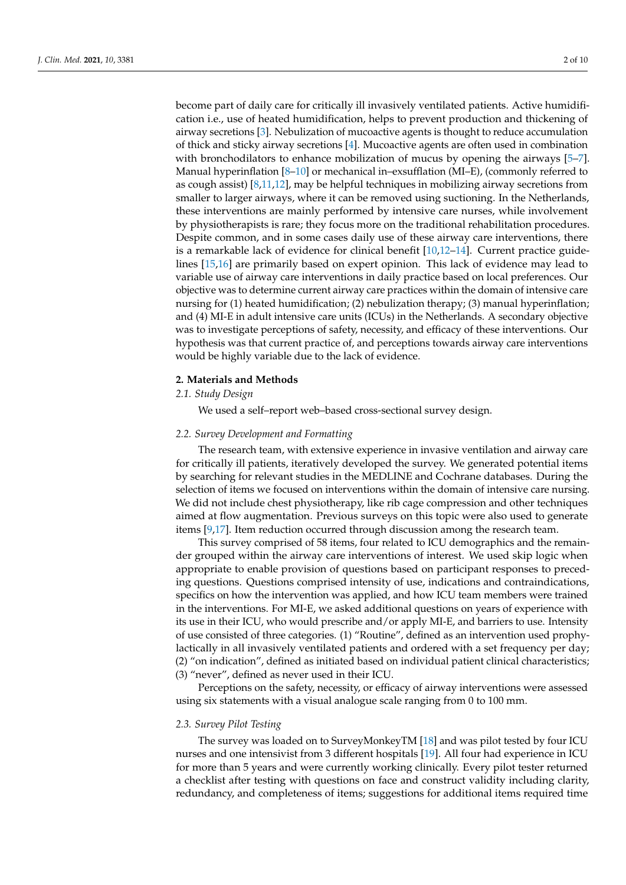become part of daily care for critically ill invasively ventilated patients. Active humidification i.e., use of heated humidification, helps to prevent production and thickening of airway secretions [3]. Nebulization of mucoactive agents is thought to reduce accumulation of thick and sticky airway secretions [4]. Mucoactive agents are often used in combination with bronchodilators to enhance mobilization of mucus by opening the airways [5–7]. Manual hyperinflation [8–10] or mechanical in–exsufflation (MI–E), (commonly referred to as cough assist) [8,11,12], may be helpful techniques in mobilizing airway secretions from smaller to larger airways, where it can be removed using suctioning. In the Netherlands, these interventions are mainly performed by intensive care nurses, while involvement by physiotherapists is rare; they focus more on the traditional rehabilitation procedures. Despite common, and in some cases daily use of these airway care interventions, there is a remarkable lack of evidence for clinical benefit [10,12–14]. Current practice guidelines [15,16] are primarily based on expert opinion. This lack of evidence may lead to variable use of airway care interventions in daily practice based on local preferences. Our objective was to determine current airway care practices within the domain of intensive care nursing for (1) heated humidification; (2) nebulization therapy; (3) manual hyperinflation; and (4) MI-E in adult intensive care units (ICUs) in the Netherlands. A secondary objective was to investigate perceptions of safety, necessity, and efficacy of these interventions. Our hypothesis was that current practice of, and perceptions towards airway care interventions would be highly variable due to the lack of evidence.

## 2. Materials and Methods

### 2.1. Study Design

We used a self–report web–based cross-sectional survey design.

### 2.2. Survey Development and Formatting

The research team, with extensive experience in invasive ventilation and airway care for critically ill patients, iteratively developed the survey. We generated potential items by searching for relevant studies in the MEDLINE and Cochrane databases. During the selection of items we focused on interventions within the domain of intensive care nursing. We did not include chest physiotherapy, like rib cage compression and other techniques aimed at flow augmentation. Previous surveys on this topic were also used to generate items [9,17]. Item reduction occurred through discussion among the research team.

This survey comprised of 58 items, four related to ICU demographics and the remainder grouped within the airway care interventions of interest. We used skip logic when appropriate to enable provision of questions based on participant responses to preceding questions. Questions comprised intensity of use, indications and contraindications, specifics on how the intervention was applied, and how ICU team members were trained in the interventions. For MI-E, we asked additional questions on years of experience with its use in their ICU, who would prescribe and/or apply MI-E, and barriers to use. Intensity of use consisted of three categories. (1) "Routine", defined as an intervention used prophylactically in all invasively ventilated patients and ordered with a set frequency per day; (2) "on indication", defined as initiated based on individual patient clinical characteristics; (3) "never", defined as never used in their ICU.

Perceptions on the safety, necessity, or efficacy of airway interventions were assessed using six statements with a visual analogue scale ranging from 0 to 100 mm.

### 2.3. Survey Pilot Testing

The survey was loaded on to SurveyMonkeyTM [18] and was pilot tested by four ICU nurses and one intensivist from 3 different hospitals [19]. All four had experience in ICU for more than 5 years and were currently working clinically. Every pilot tester returned a checklist after testing with questions on face and construct validity including clarity, redundancy, and completeness of items; suggestions for additional items required time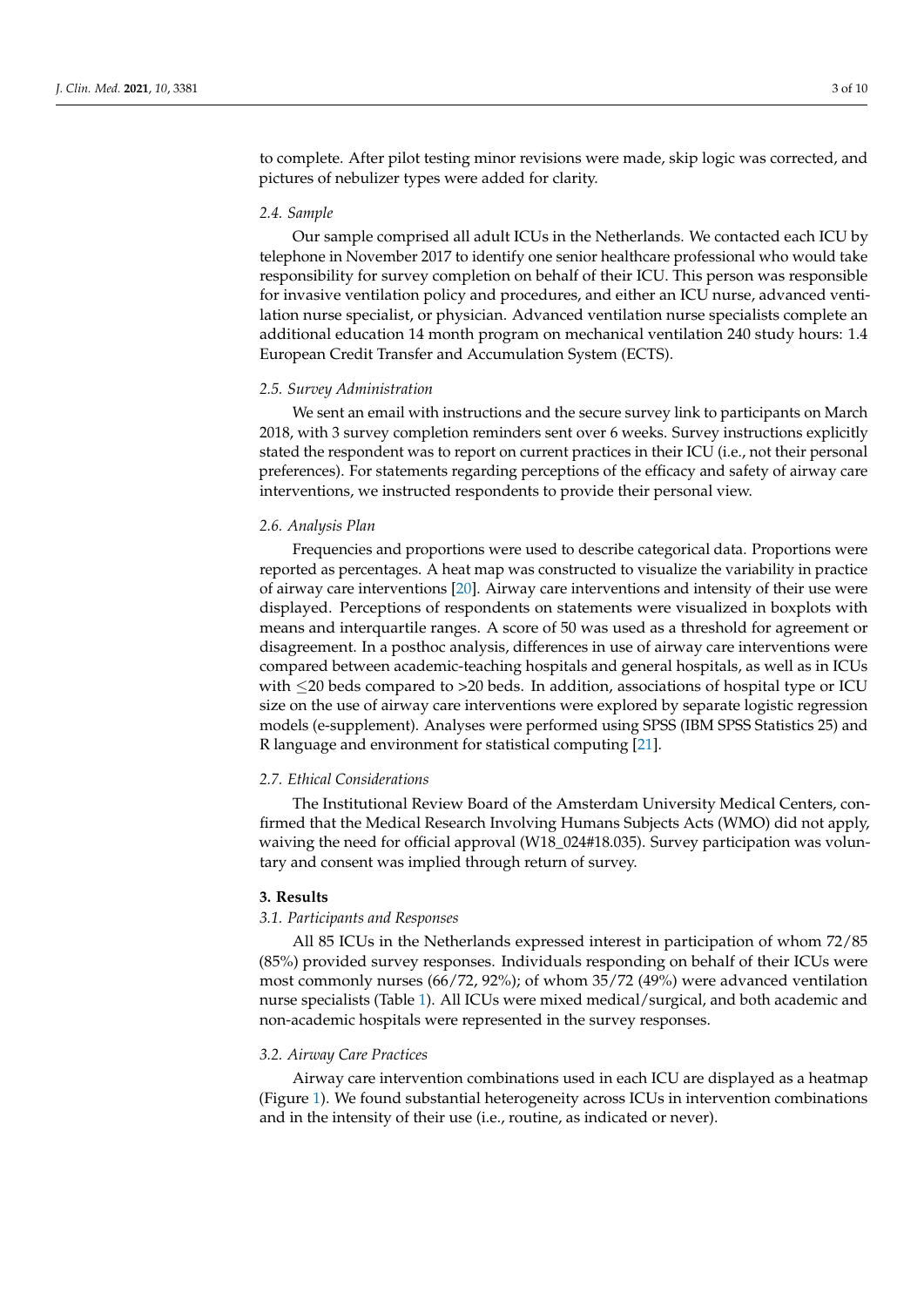to complete. After pilot testing minor revisions were made, skip logic was corrected, and pictures of nebulizer types were added for clarity.

### 2.4. Sample

Our sample comprised all adult ICUs in the Netherlands. We contacted each ICU by telephone in November 2017 to identify one senior healthcare professional who would take responsibility for survey completion on behalf of their ICU. This person was responsible for invasive ventilation policy and procedures, and either an ICU nurse, advanced ventilation nurse specialist, or physician. Advanced ventilation nurse specialists complete an additional education 14 month program on mechanical ventilation 240 study hours: 1.4 European Credit Transfer and Accumulation System (ECTS).

### 2.5. Survey Administration

We sent an email with instructions and the secure survey link to participants on March 2018, with 3 survey completion reminders sent over 6 weeks. Survey instructions explicitly stated the respondent was to report on current practices in their ICU (i.e., not their personal preferences). For statements regarding perceptions of the efficacy and safety of airway care interventions, we instructed respondents to provide their personal view.

### 2.6. Analysis Plan

Frequencies and proportions were used to describe categorical data. Proportions were reported as percentages. A heat map was constructed to visualize the variability in practice of airway care interventions [20]. Airway care interventions and intensity of their use were displayed. Perceptions of respondents on statements were visualized in boxplots with means and interquartile ranges. A score of 50 was used as a threshold for agreement or disagreement. In a posthoc analysis, differences in use of airway care interventions were compared between academic-teaching hospitals and general hospitals, as well as in ICUs with ≤20 beds compared to >20 beds. In addition, associations of hospital type or ICU size on the use of airway care interventions were explored by separate logistic regression models (e-supplement). Analyses were performed using SPSS (IBM SPSS Statistics 25) and R language and environment for statistical computing [21].

### 2.7. Ethical Considerations

The Institutional Review Board of the Amsterdam University Medical Centers, confirmed that the Medical Research Involving Humans Subjects Acts (WMO) did not apply, waiving the need for official approval (W18_024#18.035). Survey participation was voluntary and consent was implied through return of survey.

## 3. Results

### 3.1. Participants and Responses

All 85 ICUs in the Netherlands expressed interest in participation of whom 72/85 (85%) provided survey responses. Individuals responding on behalf of their ICUs were most commonly nurses (66/72, 92%); of whom 35/72 (49%) were advanced ventilation nurse specialists (Table 1). All ICUs were mixed medical/surgical, and both academic and non-academic hospitals were represented in the survey responses.

### 3.2. Airway Care Practices

Airway care intervention combinations used in each ICU are displayed as a heatmap (Figure 1). We found substantial heterogeneity across ICUs in intervention combinations and in the intensity of their use (i.e., routine, as indicated or never).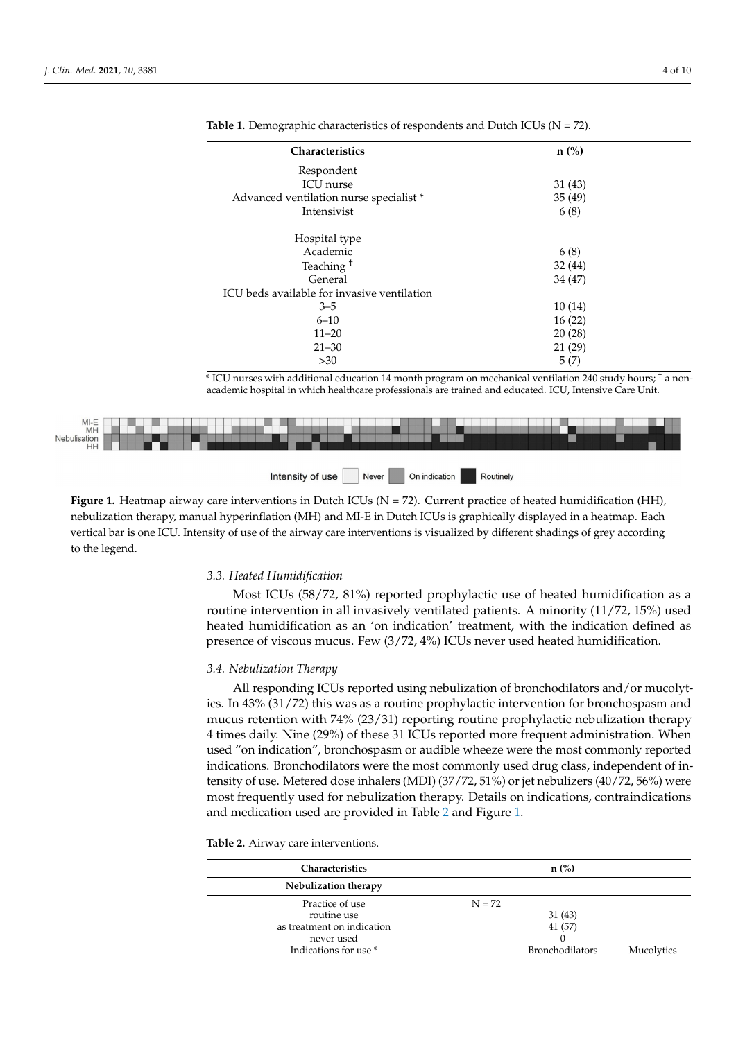**Table 1.** Demographic characteristics of respondents and Dutch ICUs (N = 72).

| Characteristics | n (%) |
|---|---|
| Respondent | |
| ICU nurse | 31 (43) |
| Advanced ventilation nurse specialist * | 35 (49) |
| Intensivist | 6 (8) |
| | |
| Hospital type | |
| Academic | 6 (8) |
| Teaching † | 32 (44) |
| General | 34 (47) |
| ICU beds available for invasive ventilation | |
| 3–5 | 10 (14) |
| 6–10 | 16 (22) |
| 11–20 | 20 (28) |
| 21–30 | 21 (29) |
| >30 | 5 (7) |

* ICU nurses with additional education 14 month program on mechanical ventilation 240 study hours; † a non-academic hospital in which healthcare professionals are trained and educated. ICU, Intensive Care Unit.

**Figure 1.** Heatmap airway care interventions in Dutch ICUs (N = 72). Current practice of heated humidification (HH), nebulization therapy, manual hyperinflation (MH) and MI-E in Dutch ICUs is graphically displayed in a heatmap. Each vertical bar is one ICU. Intensity of use of the airway care interventions is visualized by different shadings of grey according to the legend.

### 3.3. Heated Humidification

Most ICUs (58/72, 81%) reported prophylactic use of heated humidification as a routine intervention in all invasively ventilated patients. A minority (11/72, 15%) used heated humidification as an 'on indication' treatment, with the indication defined as presence of viscous mucus. Few (3/72, 4%) ICUs never used heated humidification.

### 3.4. Nebulization Therapy

All responding ICUs reported using nebulization of bronchodilators and/or mucolytics. In 43% (31/72) this was as a routine prophylactic intervention for bronchospasm and mucus retention with 74% (23/31) reporting routine prophylactic nebulization therapy 4 times daily. Nine (29%) of these 31 ICUs reported more frequent administration. When used "on indication", bronchospasm or audible wheeze were the most commonly reported indications. Bronchodilators were the most commonly used drug class, independent of intensity of use. Metered dose inhalers (MDI) (37/72, 51%) or jet nebulizers (40/72, 56%) were most frequently used for nebulization therapy. Details on indications, contraindications and medication used are provided in Table 2 and Figure 1.

**Table 2.** Airway care interventions.

| Characteristics | n (%) | | |
|---|---|---|---|
| **Nebulization therapy** | | | |
| Practice of use | N = 72 | | |
| routine use | | 31 (43) | |
| as treatment on indication | | 41 (57) | |
| never used | | 0 | |
| Indications for use * | | Bronchodilators | Mucolytics |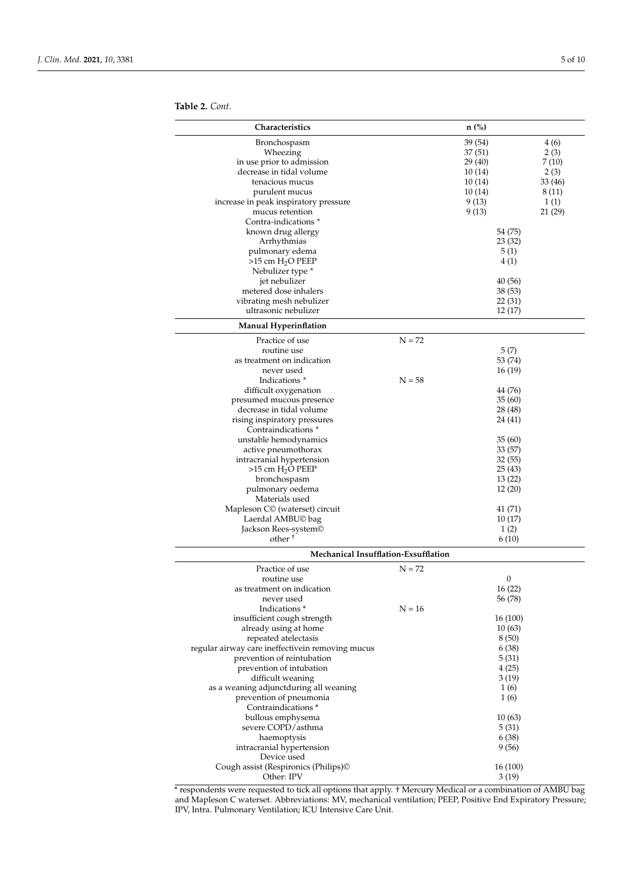**Table 2.** *Cont.*

| Characteristics | | n (%) | |
|---|---|---|---|
| Bronchospasm | | 39 (54) | 4 (6) |
| Wheezing | | 37 (51) | 2 (3) |
| in use prior to admission | | 29 (40) | 7 (10) |
| decrease in tidal volume | | 10 (14) | 2 (3) |
| tenacious mucus | | 10 (14) | 33 (46) |
| purulent mucus | | 10 (14) | 8 (11) |
| increase in peak inspiratory pressure | | 9 (13) | 1 (1) |
| mucus retention | | 9 (13) | 21 (29) |
| Contra-indications * | | | |
| known drug allergy | | 54 (75) | |
| Arrhythmias | | 23 (32) | |
| pulmonary edema | | 5 (1) | |
| >15 cm $H_2O$ PEEP | | 4 (1) | |
| Nebulizer type * | | | |
| jet nebulizer | | 40 (56) | |
| metered dose inhalers | | 38 (53) | |
| vibrating mesh nebulizer | | 22 (31) | |
| ultrasonic nebulizer | | 12 (17) | |
| **Manual Hyperinflation** | | | |
| Practice of use | N = 72 | | |
| routine use | | 5 (7) | |
| as treatment on indication | | 53 (74) | |
| never used | | 16 (19) | |
| Indications * | N = 58 | | |
| difficult oxygenation | | 44 (76) | |
| presumed mucous presence | | 35 (60) | |
| decrease in tidal volume | | 28 (48) | |
| rising inspiratory pressures | | 24 (41) | |
| Contraindications * | | | |
| unstable hemodynamics | | 35 (60) | |
| active pneumothorax | | 33 (57) | |
| intracranial hypertension | | 32 (55) | |
| >15 cm $H_2O$ PEEP | | 25 (43) | |
| bronchospasm | | 13 (22) | |
| pulmonary oedema | | 12 (20) | |
| Materials used | | | |
| Mapleson C© (waterset) circuit | | 41 (71) | |
| Laerdal AMBU© bag | | 10 (17) | |
| Jackson Rees-system© | | 1 (2) | |
| other † | | 6 (10) | |
| **Mechanical Insufflation-Exsufflation** | | | |
| Practice of use | N = 72 | | |
| routine use | | 0 | |
| as treatment on indication | | 16 (22) | |
| never used | | 56 (78) | |
| Indications * | N = 16 | | |
| insufficient cough strength | | 16 (100) | |
| already using at home | | 10 (63) | |
| repeated atelectasis | | 8 (50) | |
| regular airway care ineffectivein removing mucus | | 6 (38) | |
| prevention of reintubation | | 5 (31) | |
| prevention of intubation | | 4 (25) | |
| difficult weaning | | 3 (19) | |
| as a weaning adjunctduring all weaning | | 1 (6) | |
| prevention of pneumonia | | 1 (6) | |
| Contraindications * | | | |
| bullous emphysema | | 10 (63) | |
| severe COPD/asthma | | 5 (31) | |
| haemoptysis | | 6 (38) | |
| intracranial hypertension | | 9 (56) | |
| Device used | | | |
| Cough assist (Respironics (Philips)© | | 16 (100) | |
| Other: IPV | | 3 (19) | |

* respondents were requested to tick all options that apply. † Mercury Medical or a combination of AMBU bag and Mapleson C waterset. Abbreviations: MV, mechanical ventilation; PEEP, Positive End Expiratory Pressure; IPV, Intra. Pulmonary Ventilation; ICU Intensive Care Unit.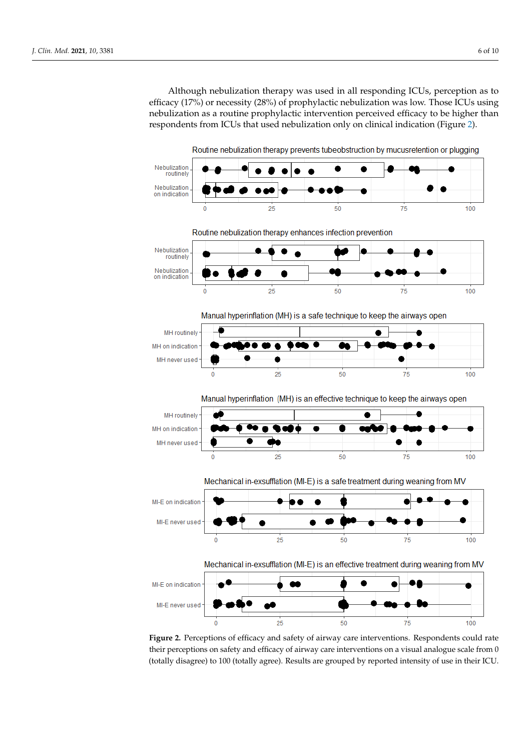Although nebulization therapy was used in all responding ICUs, perception as to efficacy (17%) or necessity (28%) of prophylactic nebulization was low. Those ICUs using nebulization as a routine prophylactic intervention perceived efficacy to be higher than respondents from ICUs that used nebulization only on clinical indication (Figure 2).

**Figure 2.** Perceptions of efficacy and safety of airway care interventions. Respondents could rate their perceptions on safety and efficacy of airway care interventions on a visual analogue scale from 0 (totally disagree) to 100 (totally agree). Results are grouped by reported intensity of use in their ICU.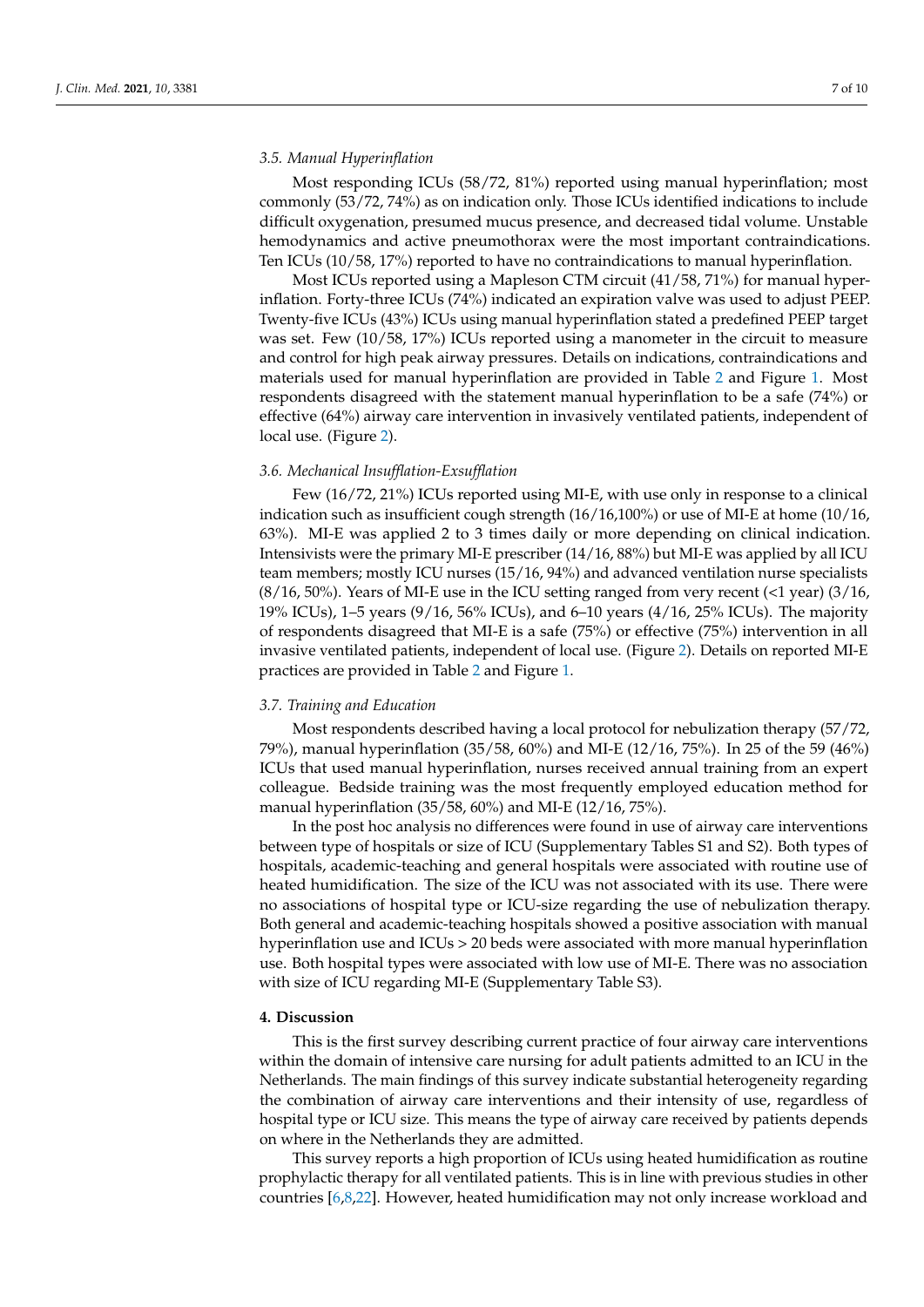### 3.5. Manual Hyperinflation

Most responding ICUs (58/72, 81%) reported using manual hyperinflation; most commonly (53/72, 74%) as on indication only. Those ICUs identified indications to include difficult oxygenation, presumed mucus presence, and decreased tidal volume. Unstable hemodynamics and active pneumothorax were the most important contraindications. Ten ICUs (10/58, 17%) reported to have no contraindications to manual hyperinflation.

Most ICUs reported using a Mapleson C™ circuit (41/58, 71%) for manual hyperinflation. Forty-three ICUs (74%) indicated an expiration valve was used to adjust PEEP. Twenty-five ICUs (43%) ICUs using manual hyperinflation stated a predefined PEEP target was set. Few (10/58, 17%) ICUs reported using a manometer in the circuit to measure and control for high peak airway pressures. Details on indications, contraindications and materials used for manual hyperinflation are provided in Table 2 and Figure 1. Most respondents disagreed with the statement manual hyperinflation to be a safe (74%) or effective (64%) airway care intervention in invasively ventilated patients, independent of local use. (Figure 2).

### 3.6. Mechanical Insufflation-Exsufflation

Few (16/72, 21%) ICUs reported using MI-E, with use only in response to a clinical indication such as insufficient cough strength (16/16,100%) or use of MI-E at home (10/16, 63%). MI-E was applied 2 to 3 times daily or more depending on clinical indication. Intensivists were the primary MI-E prescriber (14/16, 88%) but MI-E was applied by all ICU team members; mostly ICU nurses (15/16, 94%) and advanced ventilation nurse specialists (8/16, 50%). Years of MI-E use in the ICU setting ranged from very recent (<1 year) (3/16, 19% ICUs), 1–5 years (9/16, 56% ICUs), and 6–10 years (4/16, 25% ICUs). The majority of respondents disagreed that MI-E is a safe (75%) or effective (75%) intervention in all invasive ventilated patients, independent of local use. (Figure 2). Details on reported MI-E practices are provided in Table 2 and Figure 1.

### 3.7. Training and Education

Most respondents described having a local protocol for nebulization therapy (57/72, 79%), manual hyperinflation (35/58, 60%) and MI-E (12/16, 75%). In 25 of the 59 (46%) ICUs that used manual hyperinflation, nurses received annual training from an expert colleague. Bedside training was the most frequently employed education method for manual hyperinflation (35/58, 60%) and MI-E (12/16, 75%).

In the post hoc analysis no differences were found in use of airway care interventions between type of hospitals or size of ICU (Supplementary Tables S1 and S2). Both types of hospitals, academic-teaching and general hospitals were associated with routine use of heated humidification. The size of the ICU was not associated with its use. There were no associations of hospital type or ICU-size regarding the use of nebulization therapy. Both general and academic-teaching hospitals showed a positive association with manual hyperinflation use and ICUs > 20 beds were associated with more manual hyperinflation use. Both hospital types were associated with low use of MI-E. There was no association with size of ICU regarding MI-E (Supplementary Table S3).

## 4. Discussion

This is the first survey describing current practice of four airway care interventions within the domain of intensive care nursing for adult patients admitted to an ICU in the Netherlands. The main findings of this survey indicate substantial heterogeneity regarding the combination of airway care interventions and their intensity of use, regardless of hospital type or ICU size. This means the type of airway care received by patients depends on where in the Netherlands they are admitted.

This survey reports a high proportion of ICUs using heated humidification as routine prophylactic therapy for all ventilated patients. This is in line with previous studies in other countries [6,8,22]. However, heated humidification may not only increase workload and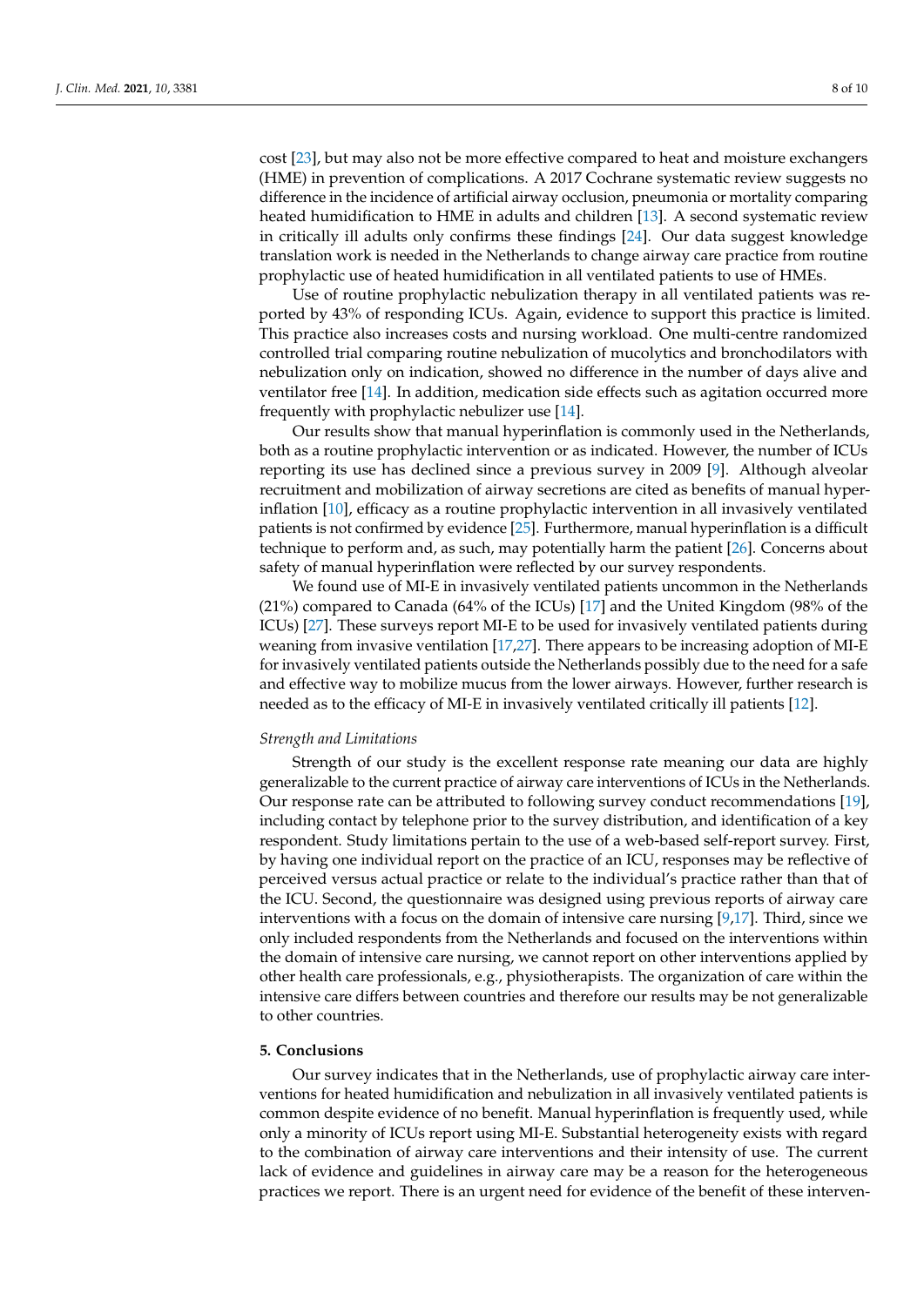cost [23], but may also not be more effective compared to heat and moisture exchangers (HME) in prevention of complications. A 2017 Cochrane systematic review suggests no difference in the incidence of artificial airway occlusion, pneumonia or mortality comparing heated humidification to HME in adults and children [13]. A second systematic review in critically ill adults only confirms these findings [24]. Our data suggest knowledge translation work is needed in the Netherlands to change airway care practice from routine prophylactic use of heated humidification in all ventilated patients to use of HMEs.

Use of routine prophylactic nebulization therapy in all ventilated patients was reported by 43% of responding ICUs. Again, evidence to support this practice is limited. This practice also increases costs and nursing workload. One multi-centre randomized controlled trial comparing routine nebulization of mucolytics and bronchodilators with nebulization only on indication, showed no difference in the number of days alive and ventilator free [14]. In addition, medication side effects such as agitation occurred more frequently with prophylactic nebulizer use [14].

Our results show that manual hyperinflation is commonly used in the Netherlands, both as a routine prophylactic intervention or as indicated. However, the number of ICUs reporting its use has declined since a previous survey in 2009 [9]. Although alveolar recruitment and mobilization of airway secretions are cited as benefits of manual hyperinflation [10], efficacy as a routine prophylactic intervention in all invasively ventilated patients is not confirmed by evidence [25]. Furthermore, manual hyperinflation is a difficult technique to perform and, as such, may potentially harm the patient [26]. Concerns about safety of manual hyperinflation were reflected by our survey respondents.

We found use of MI-E in invasively ventilated patients uncommon in the Netherlands (21%) compared to Canada (64% of the ICUs) [17] and the United Kingdom (98% of the ICUs) [27]. These surveys report MI-E to be used for invasively ventilated patients during weaning from invasive ventilation [17,27]. There appears to be increasing adoption of MI-E for invasively ventilated patients outside the Netherlands possibly due to the need for a safe and effective way to mobilize mucus from the lower airways. However, further research is needed as to the efficacy of MI-E in invasively ventilated critically ill patients [12].

*Strength and Limitations*

Strength of our study is the excellent response rate meaning our data are highly generalizable to the current practice of airway care interventions of ICUs in the Netherlands. Our response rate can be attributed to following survey conduct recommendations [19], including contact by telephone prior to the survey distribution, and identification of a key respondent. Study limitations pertain to the use of a web-based self-report survey. First, by having one individual report on the practice of an ICU, responses may be reflective of perceived versus actual practice or relate to the individual's practice rather than that of the ICU. Second, the questionnaire was designed using previous reports of airway care interventions with a focus on the domain of intensive care nursing [9,17]. Third, since we only included respondents from the Netherlands and focused on the interventions within the domain of intensive care nursing, we cannot report on other interventions applied by other health care professionals, e.g., physiotherapists. The organization of care within the intensive care differs between countries and therefore our results may be not generalizable to other countries.

## 5. Conclusions

Our survey indicates that in the Netherlands, use of prophylactic airway care interventions for heated humidification and nebulization in all invasively ventilated patients is common despite evidence of no benefit. Manual hyperinflation is frequently used, while only a minority of ICUs report using MI-E. Substantial heterogeneity exists with regard to the combination of airway care interventions and their intensity of use. The current lack of evidence and guidelines in airway care may be a reason for the heterogeneous practices we report. There is an urgent need for evidence of the benefit of these interven-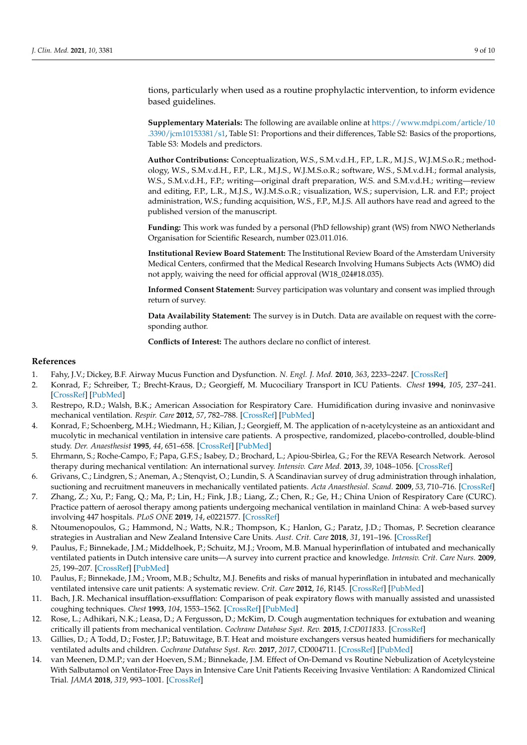tions, particularly when used as a routine prophylactic intervention, to inform evidence based guidelines.

**Supplementary Materials:** The following are available online at https://www.mdpi.com/article/10.3390/jcm10153381/s1, Table S1: Proportions and their differences, Table S2: Basics of the proportions, Table S3: Models and predictors.

**Author Contributions:** Conceptualization, W.S., S.M.v.d.H., F.P., L.R., M.J.S., W.J.M.S.o.R.; methodology, W.S., S.M.v.d.H., F.P., L.R., M.J.S., W.J.M.S.o.R.; software, W.S., S.M.v.d.H.; formal analysis, W.S., S.M.v.d.H., F.P.; writing—original draft preparation, W.S. and S.M.v.d.H.; writing—review and editing, F.P., L.R., M.J.S., W.J.M.S.o.R.; visualization, W.S.; supervision, L.R. and F.P.; project administration, W.S.; funding acquisition, W.S., F.P., M.J.S. All authors have read and agreed to the published version of the manuscript.

**Funding:** This work was funded by a personal (PhD fellowship) grant (WS) from NWO Netherlands Organisation for Scientific Research, number 023.011.016.

**Institutional Review Board Statement:** The Institutional Review Board of the Amsterdam University Medical Centers, confirmed that the Medical Research Involving Humans Subjects Acts (WMO) did not apply, waiving the need for official approval (W18_024#18.035).

**Informed Consent Statement:** Survey participation was voluntary and consent was implied through return of survey.

**Data Availability Statement:** The survey is in Dutch. Data are available on request with the corresponding author.

**Conflicts of Interest:** The authors declare no conflict of interest.

## References

1. Fahy, J.V.; Dickey, B.F. Airway Mucus Function and Dysfunction. *N. Engl. J. Med.* **2010**, *363*, 2233–2247. [CrossRef]
2. Konrad, F.; Schreiber, T.; Brecht-Kraus, D.; Georgieff, M. Mucociliary Transport in ICU Patients. *Chest* **1994**, *105*, 237–241. [CrossRef] [PubMed]
3. Restrepo, R.D.; Walsh, B.K.; American Association for Respiratory Care. Humidification during invasive and noninvasive mechanical ventilation. *Respir. Care* **2012**, *57*, 782–788. [CrossRef] [PubMed]
4. Konrad, F.; Schoenberg, M.H.; Wiedmann, H.; Kilian, J.; Georgieff, M. The application of n-acetylcysteine as an antioxidant and mucolytic in mechanical ventilation in intensive care patients. A prospective, randomized, placebo-controlled, double-blind study. *Der. Anaesthesist* **1995**, *44*, 651–658. [CrossRef] [PubMed]
5. Ehrmann, S.; Roche-Campo, F.; Papa, G.F.S.; Isabey, D.; Brochard, L.; Apiou-Sbirlea, G.; For the REVA Research Network. Aerosol therapy during mechanical ventilation: An international survey. *Intensiv. Care Med.* **2013**, *39*, 1048–1056. [CrossRef]
6. Grivans, C.; Lindgren, S.; Aneman, A.; Stenqvist, O.; Lundin, S. A Scandinavian survey of drug administration through inhalation, suctioning and recruitment maneuvers in mechanically ventilated patients. *Acta Anaesthesiol. Scand.* **2009**, *53*, 710–716. [CrossRef]
7. Zhang, Z.; Xu, P.; Fang, Q.; Ma, P.; Lin, H.; Fink, J.B.; Liang, Z.; Chen, R.; Ge, H.; China Union of Respiratory Care (CURC). Practice pattern of aerosol therapy among patients undergoing mechanical ventilation in mainland China: A web-based survey involving 447 hospitals. *PLoS ONE* **2019**, *14*, e0221577. [CrossRef]
8. Ntoumenopoulos, G.; Hammond, N.; Watts, N.R.; Thompson, K.; Hanlon, G.; Paratz, J.D.; Thomas, P. Secretion clearance strategies in Australian and New Zealand Intensive Care Units. *Aust. Crit. Care* **2018**, *31*, 191–196. [CrossRef]
9. Paulus, F.; Binnekade, J.M.; Middelhoek, P.; Schultz, M.J.; Vroom, M.B. Manual hyperinflation of intubated and mechanically ventilated patients in Dutch intensive care units—A survey into current practice and knowledge. *Intensiv. Crit. Care Nurs.* **2009**, *25*, 199–207. [CrossRef] [PubMed]
10. Paulus, F.; Binnekade, J.M.; Vroom, M.B.; Schultz, M.J. Benefits and risks of manual hyperinflation in intubated and mechanically ventilated intensive care unit patients: A systematic review. *Crit. Care* **2012**, *16*, R145. [CrossRef] [PubMed]
11. Bach, J.R. Mechanical insufflation-exsufflation: Comparison of peak expiratory flows with manually assisted and unassisted coughing techniques. *Chest* **1993**, *104*, 1553–1562. [CrossRef] [PubMed]
12. Rose, L.; Adhikari, N.K.; Leasa, D.; A Fergusson, D.; McKim, D. Cough augmentation techniques for extubation and weaning critically ill patients from mechanical ventilation. *Cochrane Database Syst. Rev.* **2015**, *1:CD011833*. [CrossRef]
13. Gillies, D.; A Todd, D.; Foster, J.P.; Batuwitage, B.T. Heat and moisture exchangers versus heated humidifiers for mechanically ventilated adults and children. *Cochrane Database Syst. Rev.* **2017**, *2017*, CD004711. [CrossRef] [PubMed]
14. van Meenen, D.M.P.; van der Hoeven, S.M.; Binnekade, J.M. Effect of On-Demand vs Routine Nebulization of Acetylcysteine With Salbutamol on Ventilator-Free Days in Intensive Care Unit Patients Receiving Invasive Ventilation: A Randomized Clinical Trial. *JAMA* **2018**, *319*, 993–1001. [CrossRef]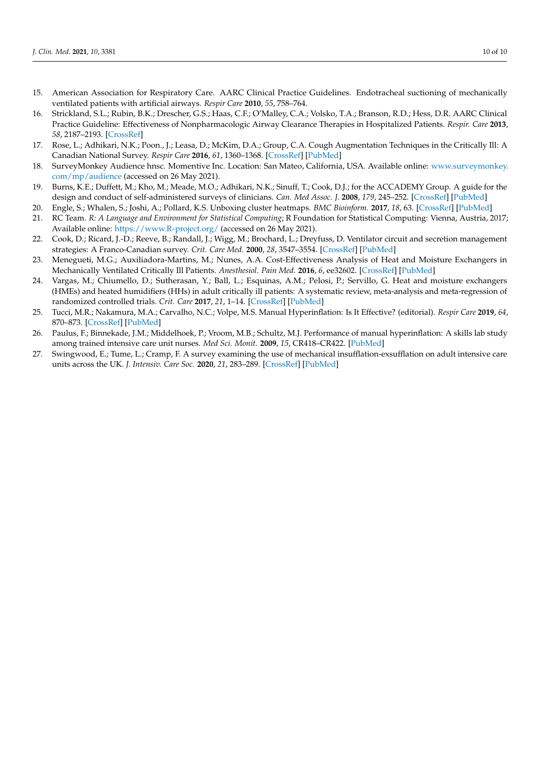15. American Association for Respiratory Care. AARC Clinical Practice Guidelines. Endotracheal suctioning of mechanically ventilated patients with artificial airways. *Respir Care* **2010**, *55*, 758–764.
16. Strickland, S.L.; Rubin, B.K.; Drescher, G.S.; Haas, C.F.; O'Malley, C.A.; Volsko, T.A.; Branson, R.D.; Hess, D.R. AARC Clinical Practice Guideline: Effectiveness of Nonpharmacologic Airway Clearance Therapies in Hospitalized Patients. *Respir. Care* **2013**, *58*, 2187–2193. [CrossRef]
17. Rose, L.; Adhikari, N.K.; Poon., J.; Leasa, D.; McKim, D.A.; Group, C.A. Cough Augmentation Techniques in the Critically Ill: A Canadian National Survey. *Respir Care* **2016**, *61*, 1360–1368. [CrossRef] [PubMed]
18. SurveyMonkey Audience hnsc. Momentive Inc. Location: San Mateo, California, USA. Available online: www.surveymonkey.com/mp/audience (accessed on 26 May 2021).
19. Burns, K.E.; Duffett, M.; Kho, M.; Meade, M.O.; Adhikari, N.K.; Sinuff, T.; Cook, D.J.; for the ACCADEMY Group. A guide for the design and conduct of self-administered surveys of clinicians. *Can. Med Assoc. J.* **2008**, *179*, 245–252. [CrossRef] [PubMed]
20. Engle, S.; Whalen, S.; Joshi, A.; Pollard, K.S. Unboxing cluster heatmaps. *BMC Bioinform.* **2017**, *18*, 63. [CrossRef] [PubMed]
21. RC Team. *R: A Language and Environment for Statistical Computing*; R Foundation for Statistical Computing: Vienna, Austria, 2017; Available online: https://www.R-project.org/ (accessed on 26 May 2021).
22. Cook, D.; Ricard, J.-D.; Reeve, B.; Randall, J.; Wigg, M.; Brochard, L.; Dreyfuss, D. Ventilator circuit and secretion management strategies: A Franco-Canadian survey. *Crit. Care Med.* **2000**, *28*, 3547–3554. [CrossRef] [PubMed]
23. Menegueti, M.G.; Auxiliadora-Martins, M.; Nunes, A.A. Cost-Effectiveness Analysis of Heat and Moisture Exchangers in Mechanically Ventilated Critically Ill Patients. *Anesthesiol. Pain Med.* **2016**, *6*, ee32602. [CrossRef] [PubMed]
24. Vargas, M.; Chiumello, D.; Sutherasan, Y.; Ball, L.; Esquinas, A.M.; Pelosi, P.; Servillo, G. Heat and moisture exchangers (HMEs) and heated humidifiers (HHs) in adult critically ill patients: A systematic review, meta-analysis and meta-regression of randomized controlled trials. *Crit. Care* **2017**, *21*, 1–14. [CrossRef] [PubMed]
25. Tucci, M.R.; Nakamura, M.A.; Carvalho, N.C.; Volpe, M.S. Manual Hyperinflation: Is It Effective? (editorial). *Respir Care* **2019**, *64*, 870–873. [CrossRef] [PubMed]
26. Paulus, F.; Binnekade, J.M.; Middelhoek, P.; Vroom, M.B.; Schultz, M.J. Performance of manual hyperinflation: A skills lab study among trained intensive care unit nurses. *Med Sci. Monit.* **2009**, *15*, CR418–CR422. [PubMed]
27. Swingwood, E.; Tume, L.; Cramp, F. A survey examining the use of mechanical insufflation-exsufflation on adult intensive care units across the UK. *J. Intensiv. Care Soc.* **2020**, *21*, 283–289. [CrossRef] [PubMed]